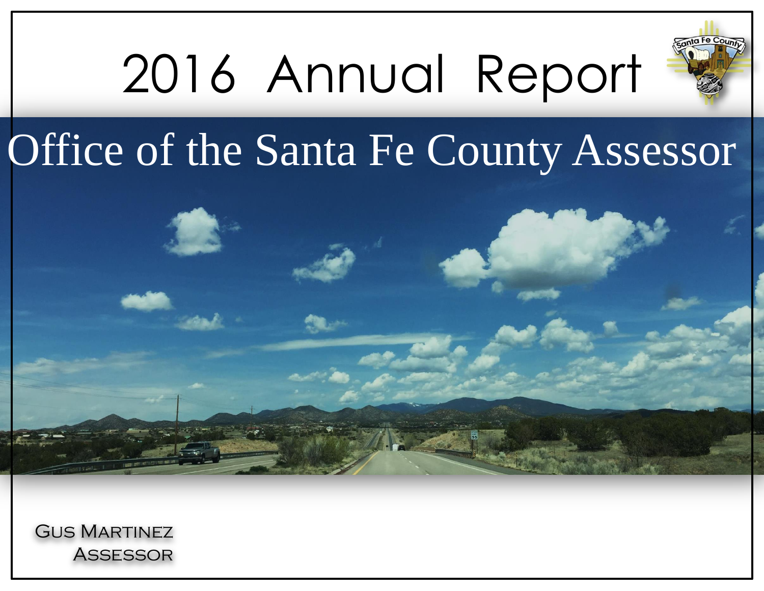# 2016 Annual Report

## Office of the Santa Fe County Assessor

Gus Martinez
Assessor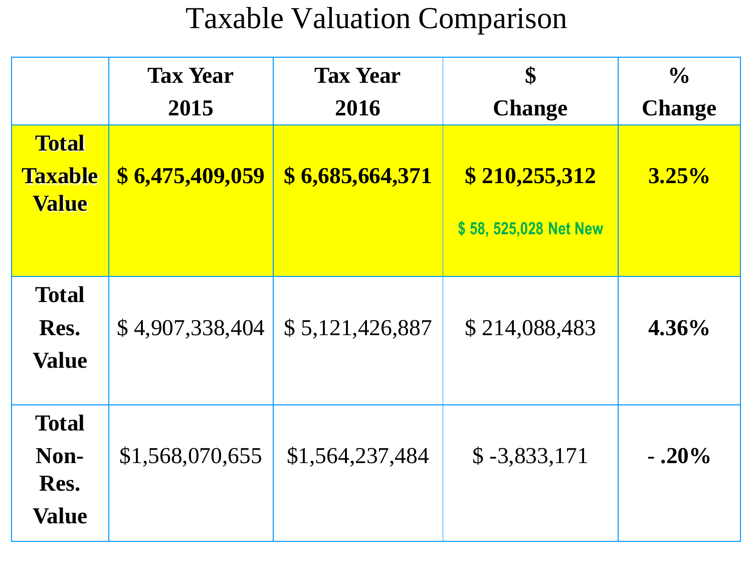# Taxable Valuation Comparison

| | Tax Year 2015 | Tax Year 2016 | $ Change | % Change |
|---|---|---|---|---|
| **Total Taxable Value** | **$ 6,475,409,059** | **$ 6,685,664,371** | **$ 210,255,312**<br>$ 58, 525,028 Net New | **3.25%** |
| **Total Res. Value** | $ 4,907,338,404 | $ 5,121,426,887 | $ 214,088,483 | **4.36%** |
| **Total Non-Res. Value** | $1,568,070,655 | $1,564,237,484 | $ -3,833,171 | **- .20%** |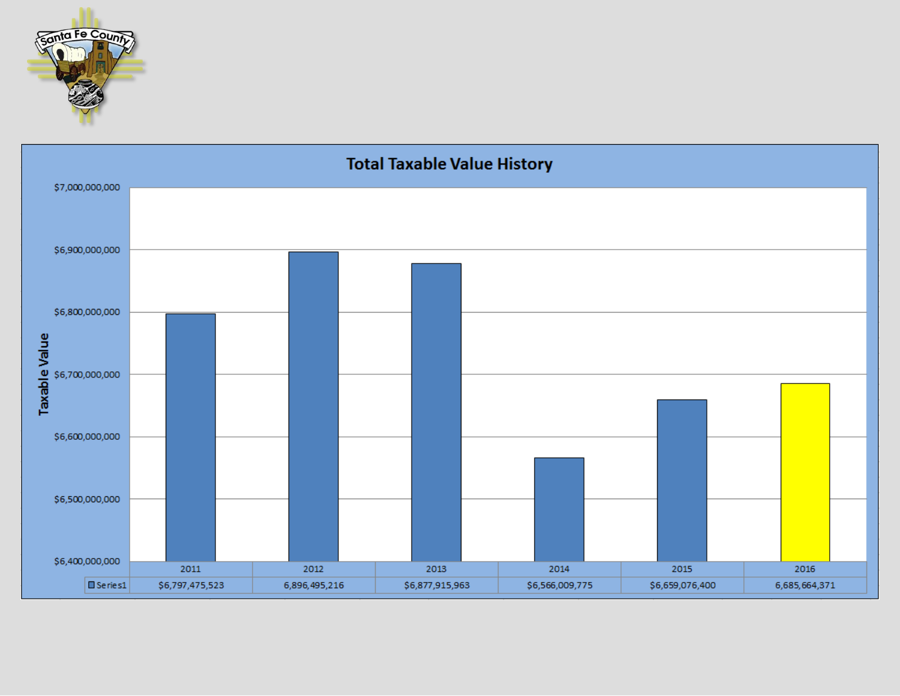## Total Taxable Value History

| | 2011 | 2012 | 2013 | 2014 | 2015 | 2016 |
|---|---|---|---|---|---|---|
| Series1 | $6,797,475,523 | 6,896,495,216 | $6,877,915,963 | $6,566,009,775 | $6,659,076,400 | 6,685,664,371 |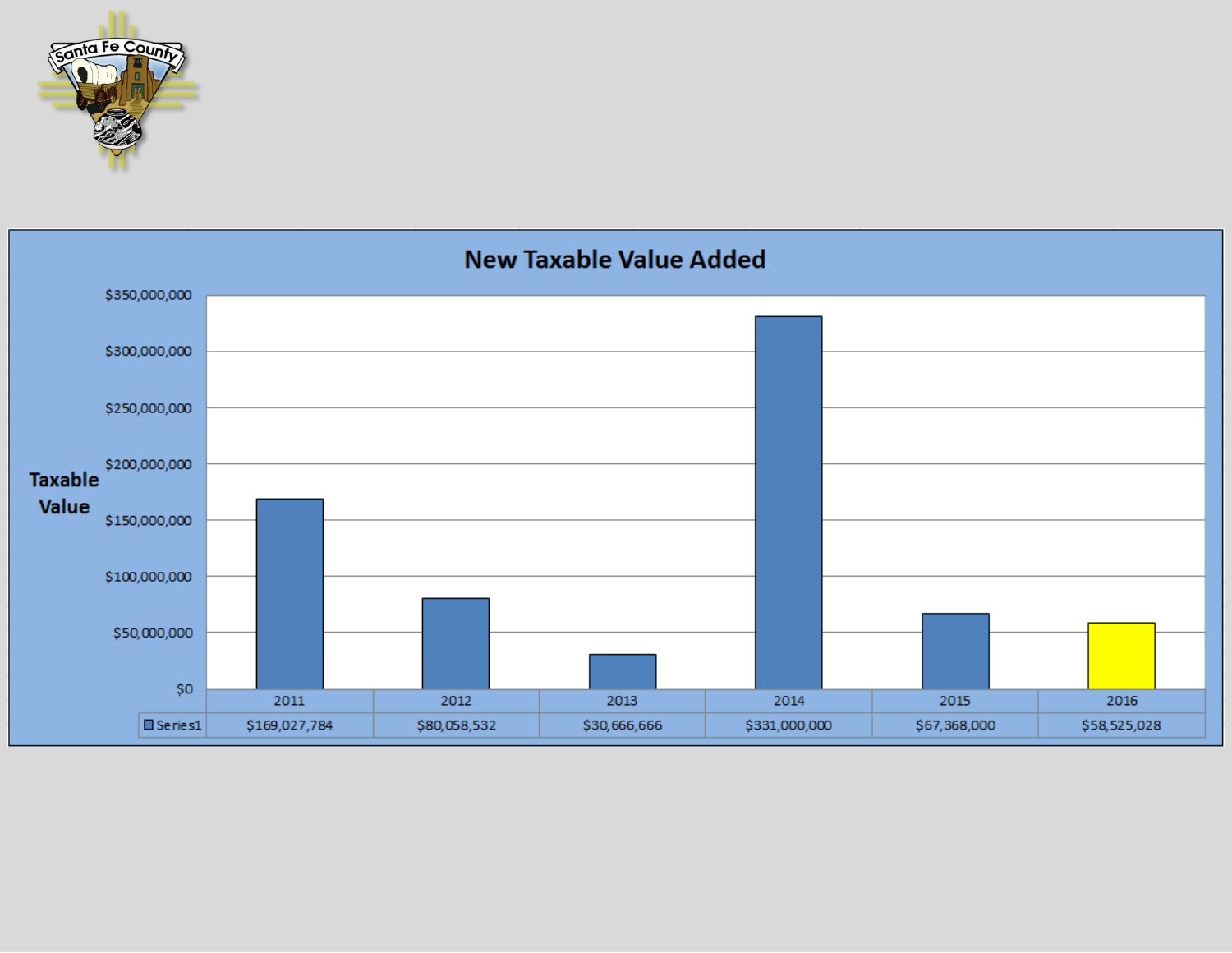## New Taxable Value Added

| | 2011 | 2012 | 2013 | 2014 | 2015 | 2016 |
|---|---|---|---|---|---|---|
| Series1 | $169,027,784 | $80,058,532 | $30,666,666 | $331,000,000 | $67,368,000 | $58,525,028 |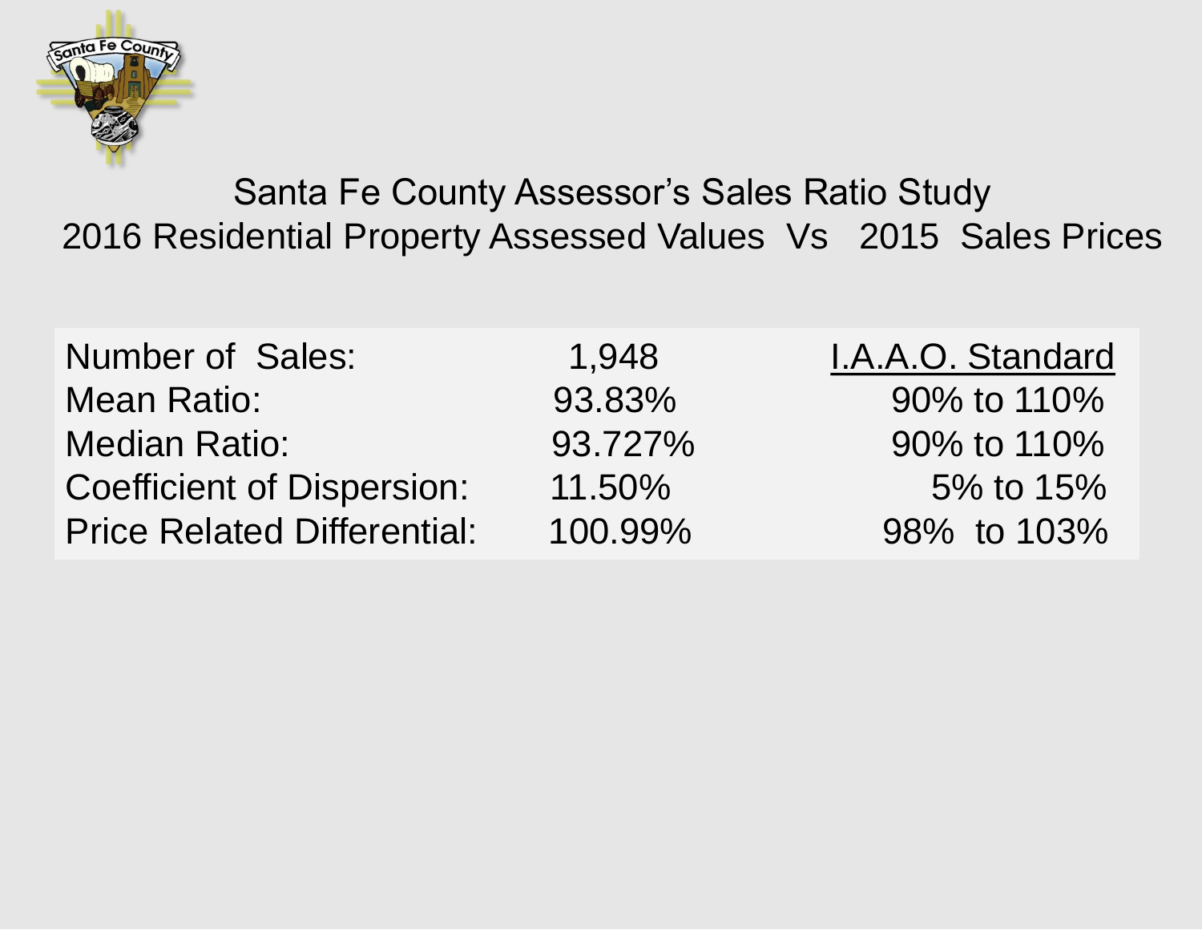# Santa Fe County Assessor's Sales Ratio Study

## 2016 Residential Property Assessed Values Vs 2015 Sales Prices

| | | I.A.A.O. Standard |
|---|---|---|
| Number of Sales: | 1,948 | |
| Mean Ratio: | 93.83% | 90% to 110% |
| Median Ratio: | 93.727% | 90% to 110% |
| Coefficient of Dispersion: | 11.50% | 5% to 15% |
| Price Related Differential: | 100.99% | 98% to 103% |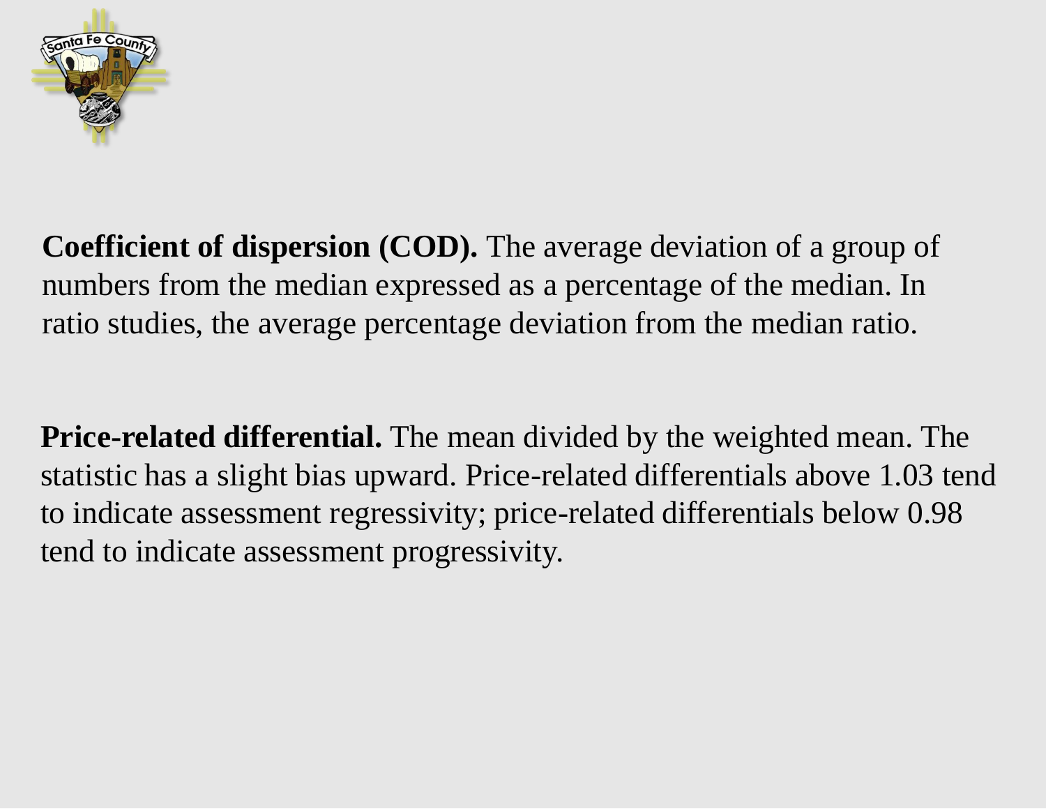**Coefficient of dispersion (COD).** The average deviation of a group of numbers from the median expressed as a percentage of the median. In ratio studies, the average percentage deviation from the median ratio.

**Price-related differential.** The mean divided by the weighted mean. The statistic has a slight bias upward. Price-related differentials above 1.03 tend to indicate assessment regressivity; price-related differentials below 0.98 tend to indicate assessment progressivity.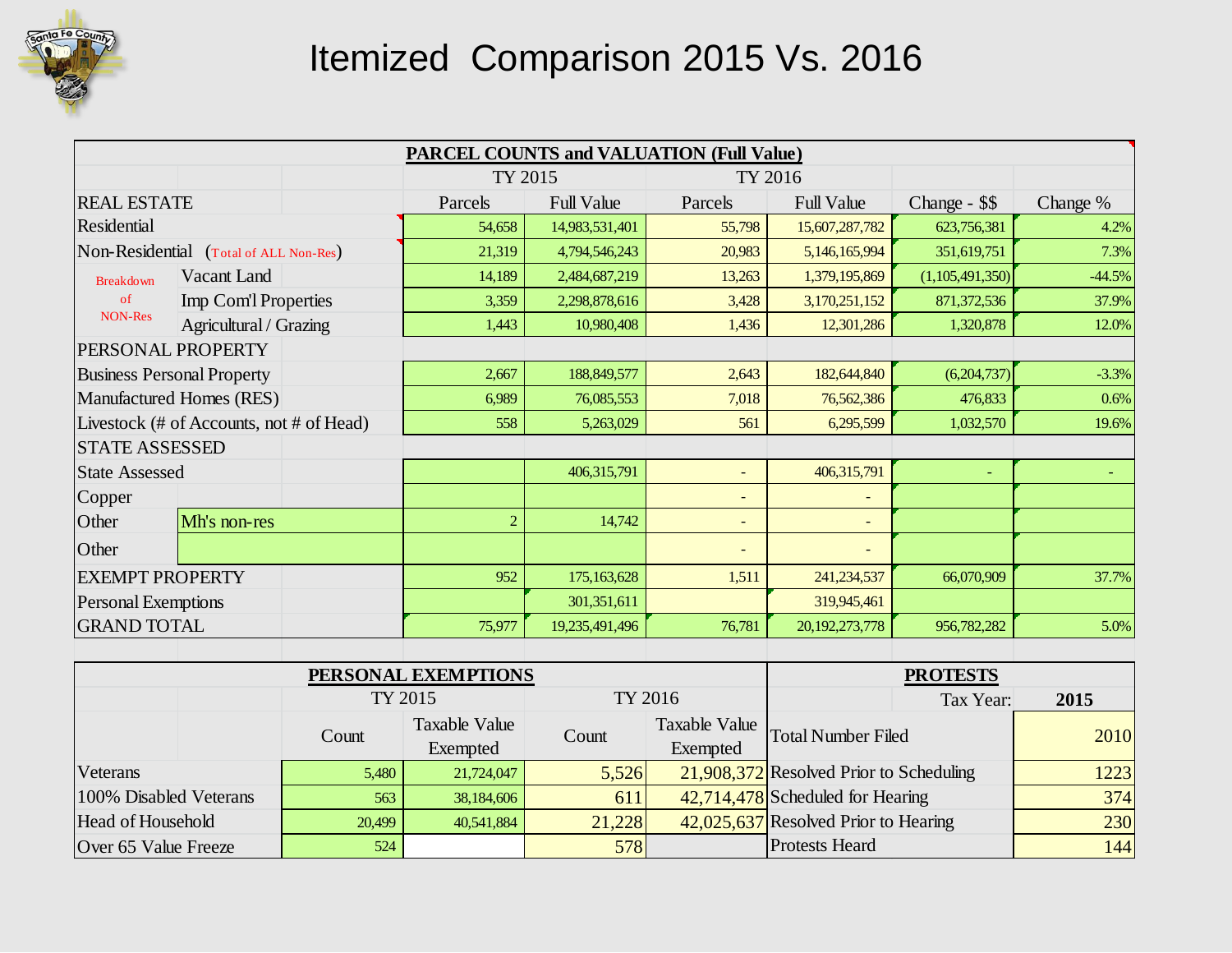# Itemized Comparison 2015 Vs. 2016

| PARCEL COUNTS and VALUATION (Full Value) | | | | | | | |
|---|---|---|---|---|---|---|---|
| | | TY 2015 | | TY 2016 | | | |
| REAL ESTATE | | Parcels | Full Value | Parcels | Full Value | Change - $$ | Change % |
| Residential | | 54,658 | 14,983,531,401 | 55,798 | 15,607,287,782 | 623,756,381 | 4.2% |
| Non-Residential (Total of ALL Non-Res) | | 21,319 | 4,794,546,243 | 20,983 | 5,146,165,994 | 351,619,751 | 7.3% |
| Breakdown of NON-Res | Vacant Land | 14,189 | 2,484,687,219 | 13,263 | 1,379,195,869 | (1,105,491,350) | -44.5% |
| | Imp Com'l Properties | 3,359 | 2,298,878,616 | 3,428 | 3,170,251,152 | 871,372,536 | 37.9% |
| | Agricultural / Grazing | 1,443 | 10,980,408 | 1,436 | 12,301,286 | 1,320,878 | 12.0% |
| PERSONAL PROPERTY | | | | | | | |
| Business Personal Property | | 2,667 | 188,849,577 | 2,643 | 182,644,840 | (6,204,737) | -3.3% |
| Manufactured Homes (RES) | | 6,989 | 76,085,553 | 7,018 | 76,562,386 | 476,833 | 0.6% |
| Livestock (# of Accounts, not # of Head) | | 558 | 5,263,029 | 561 | 6,295,599 | 1,032,570 | 19.6% |
| STATE ASSESSED | | | | | | | |
| State Assessed | | | 406,315,791 | - | 406,315,791 | - | - |
| Copper | | | | - | - | | |
| Other | Mh's non-res | 2 | 14,742 | - | - | | |
| Other | | | | - | - | | |
| EXEMPT PROPERTY | | 952 | 175,163,628 | 1,511 | 241,234,537 | 66,070,909 | 37.7% |
| Personal Exemptions | | | 301,351,611 | | 319,945,461 | | |
| GRAND TOTAL | | 75,977 | 19,235,491,496 | 76,781 | 20,192,273,778 | 956,782,282 | 5.0% |

| PERSONAL EXEMPTIONS | | | | |
|---|---|---|---|---|
| | TY 2015 | | TY 2016 | |
| | Count | Taxable Value Exempted | Count | Taxable Value Exempted |
| Veterans | 5,480 | 21,724,047 | 5,526 | 21,908,372 |
| 100% Disabled Veterans | 563 | 38,184,606 | 611 | 42,714,478 |
| Head of Household | 20,499 | 40,541,884 | 21,228 | 42,025,637 |
| Over 65 Value Freeze | 524 | | 578 | |

| PROTESTS | |
|---|---|
| Tax Year: | 2015 |
| Total Number Filed | 2010 |
| Resolved Prior to Scheduling | 1223 |
| Scheduled for Hearing | 374 |
| Resolved Prior to Hearing | 230 |
| Protests Heard | 144 |